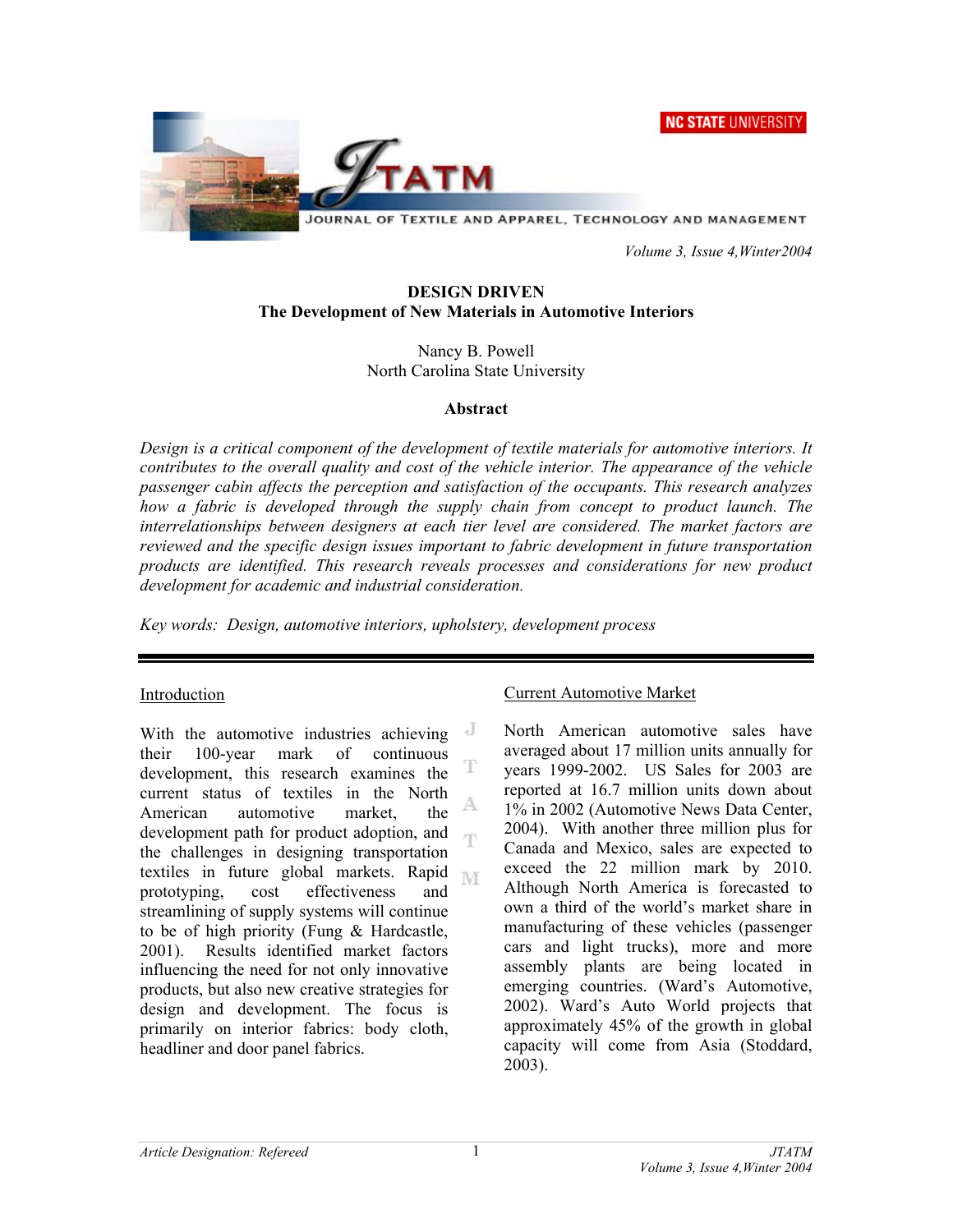# DESIGN DRIVEN
## The Development of New Materials in Automotive Interiors

Nancy B. Powell
North Carolina State University

### Abstract

*Design is a critical component of the development of textile materials for automotive interiors. It contributes to the overall quality and cost of the vehicle interior. The appearance of the vehicle passenger cabin affects the perception and satisfaction of the occupants. This research analyzes how a fabric is developed through the supply chain from concept to product launch. The interrelationships between designers at each tier level are considered. The market factors are reviewed and the specific design issues important to fabric development in future transportation products are identified. This research reveals processes and considerations for new product development for academic and industrial consideration.*

*Key words: Design, automotive interiors, upholstery, development process*

---

## Introduction

With the automotive industries achieving their 100-year mark of continuous development, this research examines the current status of textiles in the North American automotive market, the development path for product adoption, and the challenges in designing transportation textiles in future global markets. Rapid prototyping, cost effectiveness and streamlining of supply systems will continue to be of high priority (Fung & Hardcastle, 2001). Results identified market factors influencing the need for not only innovative products, but also new creative strategies for design and development. The focus is primarily on interior fabrics: body cloth, headliner and door panel fabrics.

## Current Automotive Market

North American automotive sales have averaged about 17 million units annually for years 1999-2002. US Sales for 2003 are reported at 16.7 million units down about 1% in 2002 (Automotive News Data Center, 2004). With another three million plus for Canada and Mexico, sales are expected to exceed the 22 million mark by 2010. Although North America is forecasted to own a third of the world's market share in manufacturing of these vehicles (passenger cars and light trucks), more and more assembly plants are being located in emerging countries. (Ward's Automotive, 2002). Ward's Auto World projects that approximately 45% of the growth in global capacity will come from Asia (Stoddard, 2003).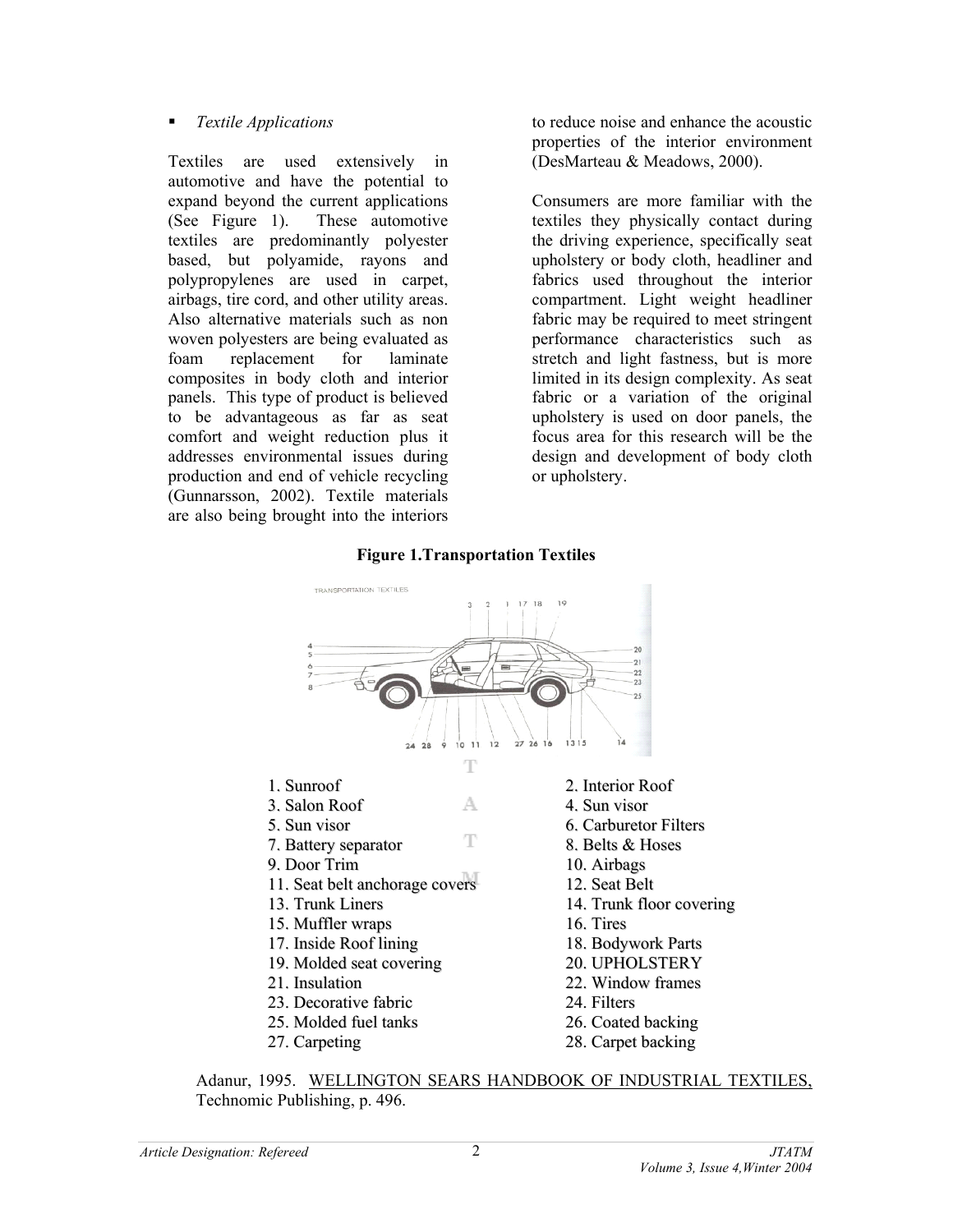- *Textile Applications*

Textiles are used extensively in automotive and have the potential to expand beyond the current applications (See Figure 1). These automotive textiles are predominantly polyester based, but polyamide, rayons and polypropylenes are used in carpet, airbags, tire cord, and other utility areas. Also alternative materials such as non woven polyesters are being evaluated as foam replacement for laminate composites in body cloth and interior panels. This type of product is believed to be advantageous as far as seat comfort and weight reduction plus it addresses environmental issues during production and end of vehicle recycling (Gunnarsson, 2002). Textile materials are also being brought into the interiors to reduce noise and enhance the acoustic properties of the interior environment (DesMarteau & Meadows, 2000).

Consumers are more familiar with the textiles they physically contact during the driving experience, specifically seat upholstery or body cloth, headliner and fabrics used throughout the interior compartment. Light weight headliner fabric may be required to meet stringent performance characteristics such as stretch and light fastness, but is more limited in its design complexity. As seat fabric or a variation of the original upholstery is used on door panels, the focus area for this research will be the design and development of body cloth or upholstery.

**Figure 1. Transportation Textiles**

1. Sunroof
2. Interior Roof
3. Salon Roof
4. Sun visor
5. Sun visor
6. Carburetor Filters
7. Battery separator
8. Belts & Hoses
9. Door Trim
10. Airbags
11. Seat belt anchorage covers
12. Seat Belt
13. Trunk Liners
14. Trunk floor covering
15. Muffler wraps
16. Tires
17. Inside Roof lining
18. Bodywork Parts
19. Molded seat covering
20. UPHOLSTERY
21. Insulation
22. Window frames
23. Decorative fabric
24. Filters
25. Molded fuel tanks
26. Coated backing
27. Carpeting
28. Carpet backing

Adanur, 1995. WELLINGTON SEARS HANDBOOK OF INDUSTRIAL TEXTILES, Technomic Publishing, p. 496.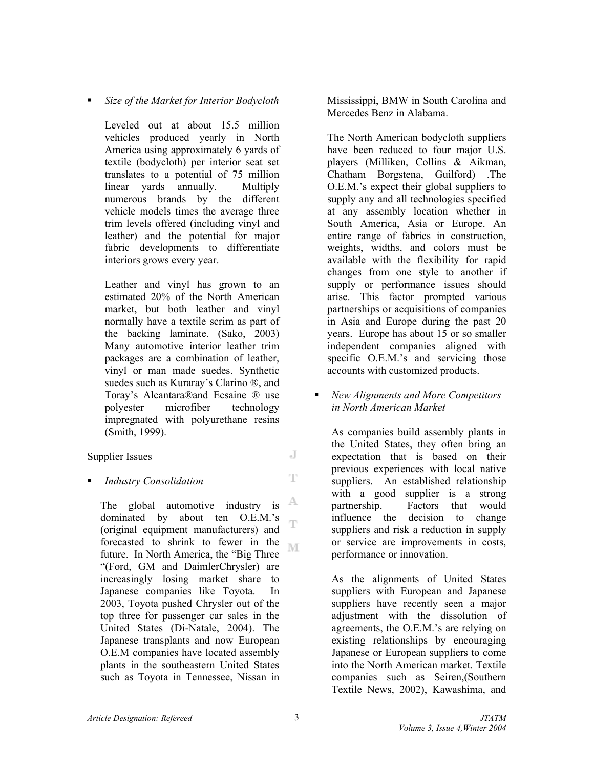- *Size of the Market for Interior Bodycloth*

  Leveled out at about 15.5 million vehicles produced yearly in North America using approximately 6 yards of textile (bodycloth) per interior seat set translates to a potential of 75 million linear yards annually. Multiply numerous brands by the different vehicle models times the average three trim levels offered (including vinyl and leather) and the potential for major fabric developments to differentiate interiors grows every year.

  Leather and vinyl has grown to an estimated 20% of the North American market, but both leather and vinyl normally have a textile scrim as part of the backing laminate. (Sako, 2003) Many automotive interior leather trim packages are a combination of leather, vinyl or man made suedes. Synthetic suedes such as Kuraray's Clarino ®, and Toray's Alcantara®and Ecsaine ® use polyester microfiber technology impregnated with polyurethane resins (Smith, 1999).

Supplier Issues

- *Industry Consolidation*

  The global automotive industry is dominated by about ten O.E.M.'s (original equipment manufacturers) and forecasted to shrink to fewer in the future. In North America, the "Big Three "(Ford, GM and DaimlerChrysler) are increasingly losing market share to Japanese companies like Toyota. In 2003, Toyota pushed Chrysler out of the top three for passenger car sales in the United States (Di-Natale, 2004). The Japanese transplants and now European O.E.M companies have located assembly plants in the southeastern United States such as Toyota in Tennessee, Nissan in Mississippi, BMW in South Carolina and Mercedes Benz in Alabama.

  The North American bodycloth suppliers have been reduced to four major U.S. players (Milliken, Collins & Aikman, Chatham Borgstena, Guilford) .The O.E.M.'s expect their global suppliers to supply any and all technologies specified at any assembly location whether in South America, Asia or Europe. An entire range of fabrics in construction, weights, widths, and colors must be available with the flexibility for rapid changes from one style to another if supply or performance issues should arise. This factor prompted various partnerships or acquisitions of companies in Asia and Europe during the past 20 years. Europe has about 15 or so smaller independent companies aligned with specific O.E.M.'s and servicing those accounts with customized products.

- *New Alignments and More Competitors in North American Market*

  As companies build assembly plants in the United States, they often bring an expectation that is based on their previous experiences with local native suppliers. An established relationship with a good supplier is a strong partnership. Factors that would influence the decision to change suppliers and risk a reduction in supply or service are improvements in costs, performance or innovation.

  As the alignments of United States suppliers with European and Japanese suppliers have recently seen a major adjustment with the dissolution of agreements, the O.E.M.'s are relying on existing relationships by encouraging Japanese or European suppliers to come into the North American market. Textile companies such as Seiren,(Southern Textile News, 2002), Kawashima, and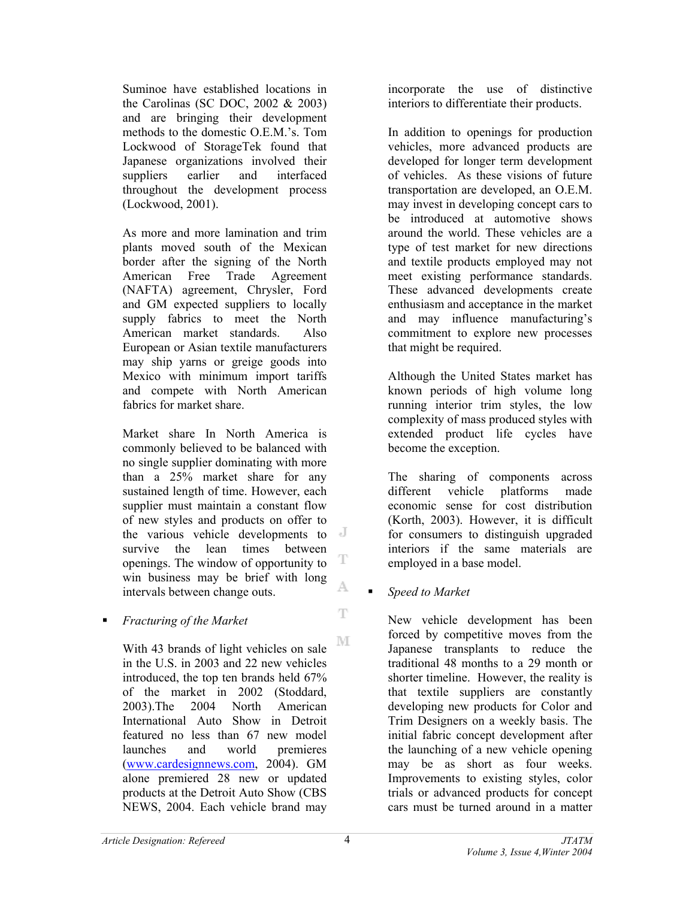Suminoe have established locations in the Carolinas (SC DOC, 2002 & 2003) and are bringing their development methods to the domestic O.E.M.'s. Tom Lockwood of StorageTek found that Japanese organizations involved their suppliers earlier and interfaced throughout the development process (Lockwood, 2001).

As more and more lamination and trim plants moved south of the Mexican border after the signing of the North American Free Trade Agreement (NAFTA) agreement, Chrysler, Ford and GM expected suppliers to locally supply fabrics to meet the North American market standards. Also European or Asian textile manufacturers may ship yarns or greige goods into Mexico with minimum import tariffs and compete with North American fabrics for market share.

Market share In North America is commonly believed to be balanced with no single supplier dominating with more than a 25% market share for any sustained length of time. However, each supplier must maintain a constant flow of new styles and products on offer to the various vehicle developments to survive the lean times between openings. The window of opportunity to win business may be brief with long intervals between change outs.

- *Fracturing of the Market*

With 43 brands of light vehicles on sale in the U.S. in 2003 and 22 new vehicles introduced, the top ten brands held 67% of the market in 2002 (Stoddard, 2003).The 2004 North American International Auto Show in Detroit featured no less than 67 new model launches and world premieres (www.cardesignnews.com, 2004). GM alone premiered 28 new or updated products at the Detroit Auto Show (CBS NEWS, 2004. Each vehicle brand may incorporate the use of distinctive interiors to differentiate their products.

In addition to openings for production vehicles, more advanced products are developed for longer term development of vehicles. As these visions of future transportation are developed, an O.E.M. may invest in developing concept cars to be introduced at automotive shows around the world. These vehicles are a type of test market for new directions and textile products employed may not meet existing performance standards. These advanced developments create enthusiasm and acceptance in the market and may influence manufacturing's commitment to explore new processes that might be required.

Although the United States market has known periods of high volume long running interior trim styles, the low complexity of mass produced styles with extended product life cycles have become the exception.

The sharing of components across different vehicle platforms made economic sense for cost distribution (Korth, 2003). However, it is difficult for consumers to distinguish upgraded interiors if the same materials are employed in a base model.

- *Speed to Market*

New vehicle development has been forced by competitive moves from the Japanese transplants to reduce the traditional 48 months to a 29 month or shorter timeline. However, the reality is that textile suppliers are constantly developing new products for Color and Trim Designers on a weekly basis. The initial fabric concept development after the launching of a new vehicle opening may be as short as four weeks. Improvements to existing styles, color trials or advanced products for concept cars must be turned around in a matter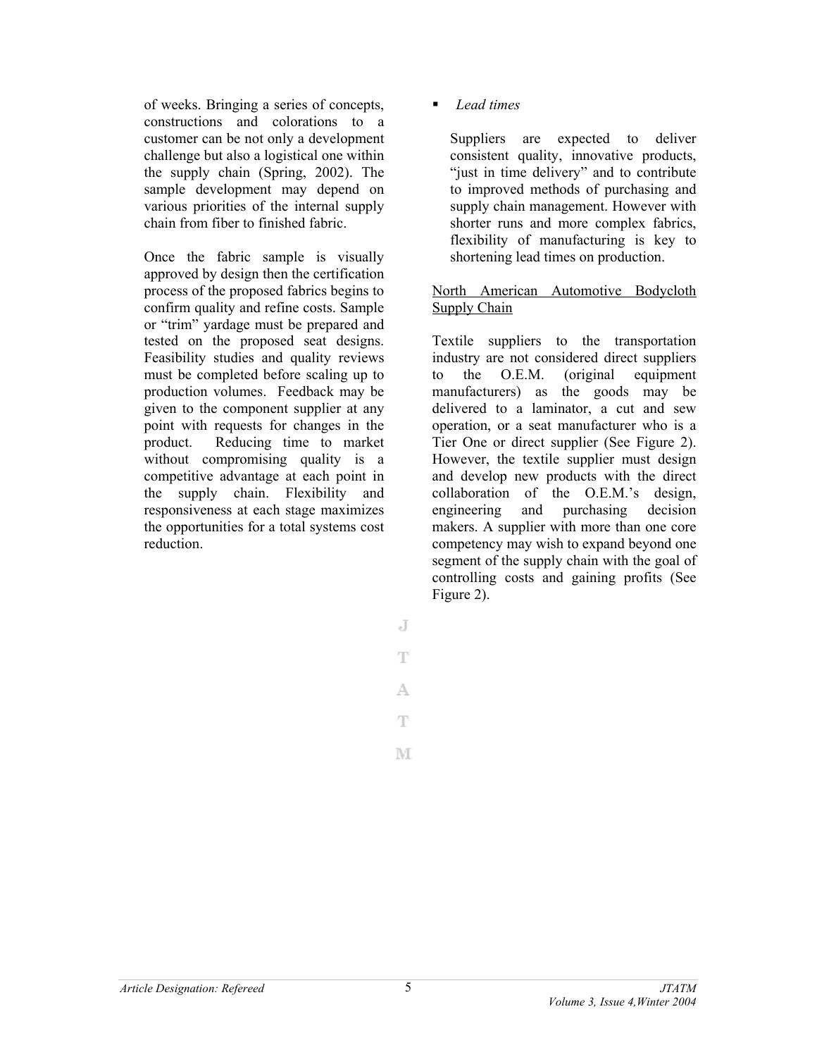of weeks. Bringing a series of concepts, constructions and colorations to a customer can be not only a development challenge but also a logistical one within the supply chain (Spring, 2002). The sample development may depend on various priorities of the internal supply chain from fiber to finished fabric.

Once the fabric sample is visually approved by design then the certification process of the proposed fabrics begins to confirm quality and refine costs. Sample or "trim" yardage must be prepared and tested on the proposed seat designs. Feasibility studies and quality reviews must be completed before scaling up to production volumes. Feedback may be given to the component supplier at any point with requests for changes in the product. Reducing time to market without compromising quality is a competitive advantage at each point in the supply chain. Flexibility and responsiveness at each stage maximizes the opportunities for a total systems cost reduction.

- *Lead times*

  Suppliers are expected to deliver consistent quality, innovative products, "just in time delivery" and to contribute to improved methods of purchasing and supply chain management. However with shorter runs and more complex fabrics, flexibility of manufacturing is key to shortening lead times on production.

<u>North American Automotive Bodycloth Supply Chain</u>

Textile suppliers to the transportation industry are not considered direct suppliers to the O.E.M. (original equipment manufacturers) as the goods may be delivered to a laminator, a cut and sew operation, or a seat manufacturer who is a Tier One or direct supplier (See Figure 2). However, the textile supplier must design and develop new products with the direct collaboration of the O.E.M.'s design, engineering and purchasing decision makers. A supplier with more than one core competency may wish to expand beyond one segment of the supply chain with the goal of controlling costs and gaining profits (See Figure 2).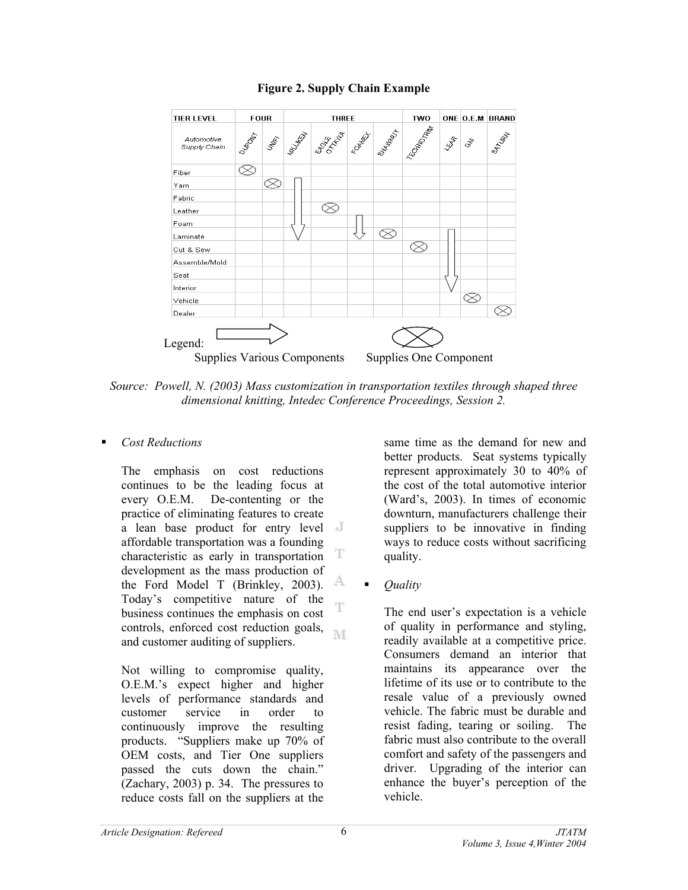**Figure 2. Supply Chain Example**

| TIER LEVEL | FOUR | | THREE | | | | TWO | ONE | O.E.M | BRAND |
|---|---|---|---|---|---|---|---|---|---|---|
| *Automotive Supply Chain* | DUPONT | UNIFI | MILLIKEN | EAGLE OTTAWA | FOAMEX | SHAWMUT | TECHNOTRIM | LEAR | GM | SATURN |
| Fiber | ⊗ | | | | | | | | | |
| Yarn | | ⊗ | ↓ | | | | | | | |
| Fabric | | | ↓ | | | | | | | |
| Leather | | | ↓ | ⊗ | | | | | | |
| Foam | | | ↓ | | ↓ | | | | | |
| Laminate | | | ↓ | | ↓ | ⊗ | | ↓ | | |
| Cut & Sew | | | | | | | ⊗ | ↓ | | |
| Assemble/Mold | | | | | | | | ↓ | | |
| Seat | | | | | | | | ↓ | | |
| Interior | | | | | | | | ↓ | | |
| Vehicle | | | | | | | | | ⊗ | |
| Dealer | | | | | | | | | | ⊗ |

Legend: Arrow (↓) = Supplies Various Components; ⊗ = Supplies One Component

*Source: Powell, N. (2003) Mass customization in transportation textiles through shaped three dimensional knitting, Intedec Conference Proceedings, Session 2.*

- *Cost Reductions*

  The emphasis on cost reductions continues to be the leading focus at every O.E.M. De-contenting or the practice of eliminating features to create a lean base product for entry level affordable transportation was a founding characteristic as early in transportation development as the mass production of the Ford Model T (Brinkley, 2003). Today's competitive nature of the business continues the emphasis on cost controls, enforced cost reduction goals, and customer auditing of suppliers.

  Not willing to compromise quality, O.E.M.'s expect higher and higher levels of performance standards and customer service in order to continuously improve the resulting products. "Suppliers make up 70% of OEM costs, and Tier One suppliers passed the cuts down the chain." (Zachary, 2003) p. 34. The pressures to reduce costs fall on the suppliers at the same time as the demand for new and better products. Seat systems typically represent approximately 30 to 40% of the cost of the total automotive interior (Ward's, 2003). In times of economic downturn, manufacturers challenge their suppliers to be innovative in finding ways to reduce costs without sacrificing quality.

- *Quality*

  The end user's expectation is a vehicle of quality in performance and styling, readily available at a competitive price. Consumers demand an interior that maintains its appearance over the lifetime of its use or to contribute to the resale value of a previously owned vehicle. The fabric must be durable and resist fading, tearing or soiling. The fabric must also contribute to the overall comfort and safety of the passengers and driver. Upgrading of the interior can enhance the buyer's perception of the vehicle.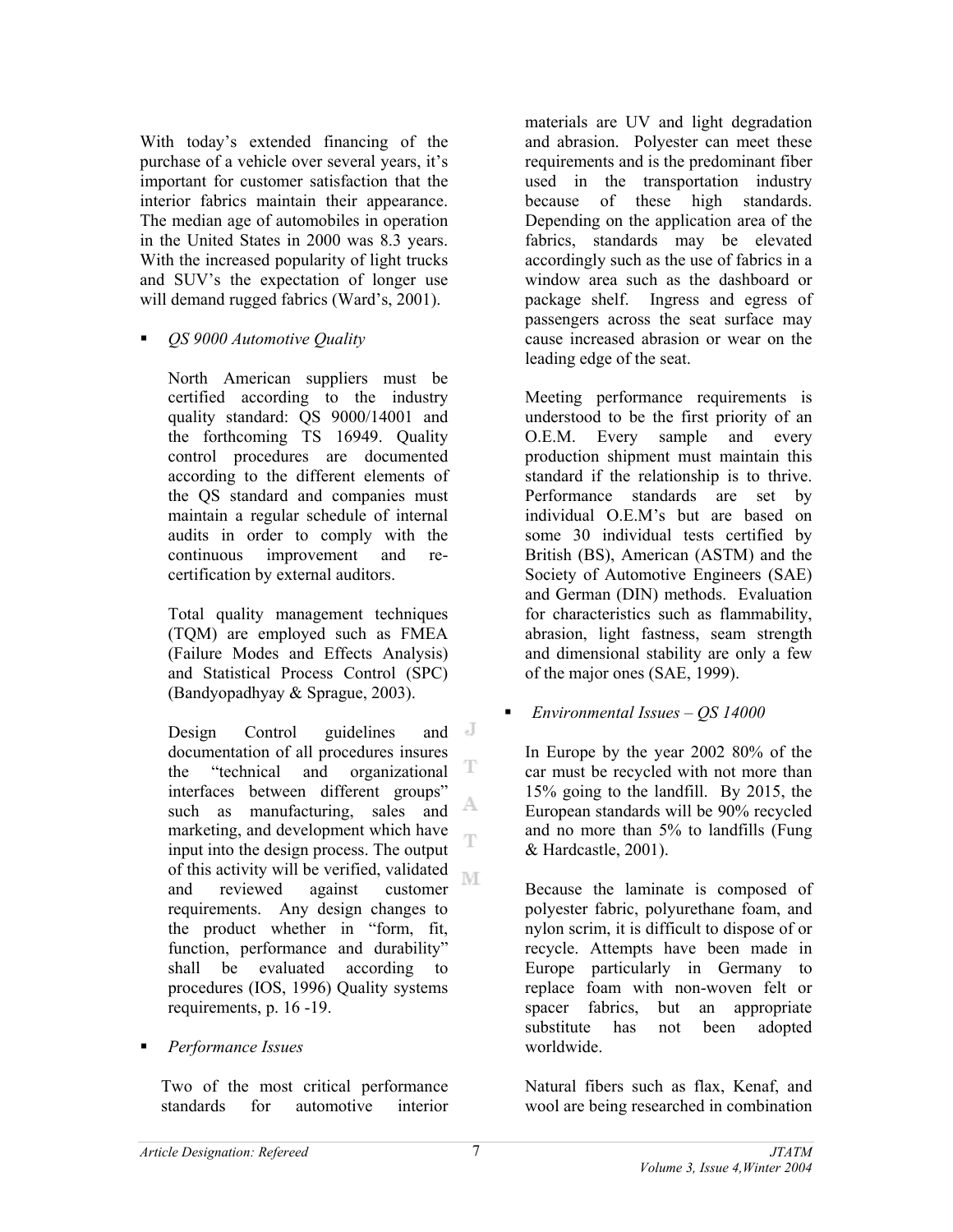With today's extended financing of the purchase of a vehicle over several years, it's important for customer satisfaction that the interior fabrics maintain their appearance. The median age of automobiles in operation in the United States in 2000 was 8.3 years. With the increased popularity of light trucks and SUV's the expectation of longer use will demand rugged fabrics (Ward's, 2001).

- *QS 9000 Automotive Quality*

  North American suppliers must be certified according to the industry quality standard: QS 9000/14001 and the forthcoming TS 16949. Quality control procedures are documented according to the different elements of the QS standard and companies must maintain a regular schedule of internal audits in order to comply with the continuous improvement and re-certification by external auditors.

  Total quality management techniques (TQM) are employed such as FMEA (Failure Modes and Effects Analysis) and Statistical Process Control (SPC) (Bandyopadhyay & Sprague, 2003).

  Design Control guidelines and documentation of all procedures insures the "technical and organizational interfaces between different groups" such as manufacturing, sales and marketing, and development which have input into the design process. The output of this activity will be verified, validated and reviewed against customer requirements. Any design changes to the product whether in "form, fit, function, performance and durability" shall be evaluated according to procedures (IOS, 1996) Quality systems requirements, p. 16 -19.

- *Performance Issues*

  Two of the most critical performance standards for automotive interior materials are UV and light degradation and abrasion. Polyester can meet these requirements and is the predominant fiber used in the transportation industry because of these high standards. Depending on the application area of the fabrics, standards may be elevated accordingly such as the use of fabrics in a window area such as the dashboard or package shelf. Ingress and egress of passengers across the seat surface may cause increased abrasion or wear on the leading edge of the seat.

  Meeting performance requirements is understood to be the first priority of an O.E.M. Every sample and every production shipment must maintain this standard if the relationship is to thrive. Performance standards are set by individual O.E.M's but are based on some 30 individual tests certified by British (BS), American (ASTM) and the Society of Automotive Engineers (SAE) and German (DIN) methods. Evaluation for characteristics such as flammability, abrasion, light fastness, seam strength and dimensional stability are only a few of the major ones (SAE, 1999).

- *Environmental Issues – QS 14000*

  In Europe by the year 2002 80% of the car must be recycled with not more than 15% going to the landfill. By 2015, the European standards will be 90% recycled and no more than 5% to landfills (Fung & Hardcastle, 2001).

  Because the laminate is composed of polyester fabric, polyurethane foam, and nylon scrim, it is difficult to dispose of or recycle. Attempts have been made in Europe particularly in Germany to replace foam with non-woven felt or spacer fabrics, but an appropriate substitute has not been adopted worldwide.

  Natural fibers such as flax, Kenaf, and wool are being researched in combination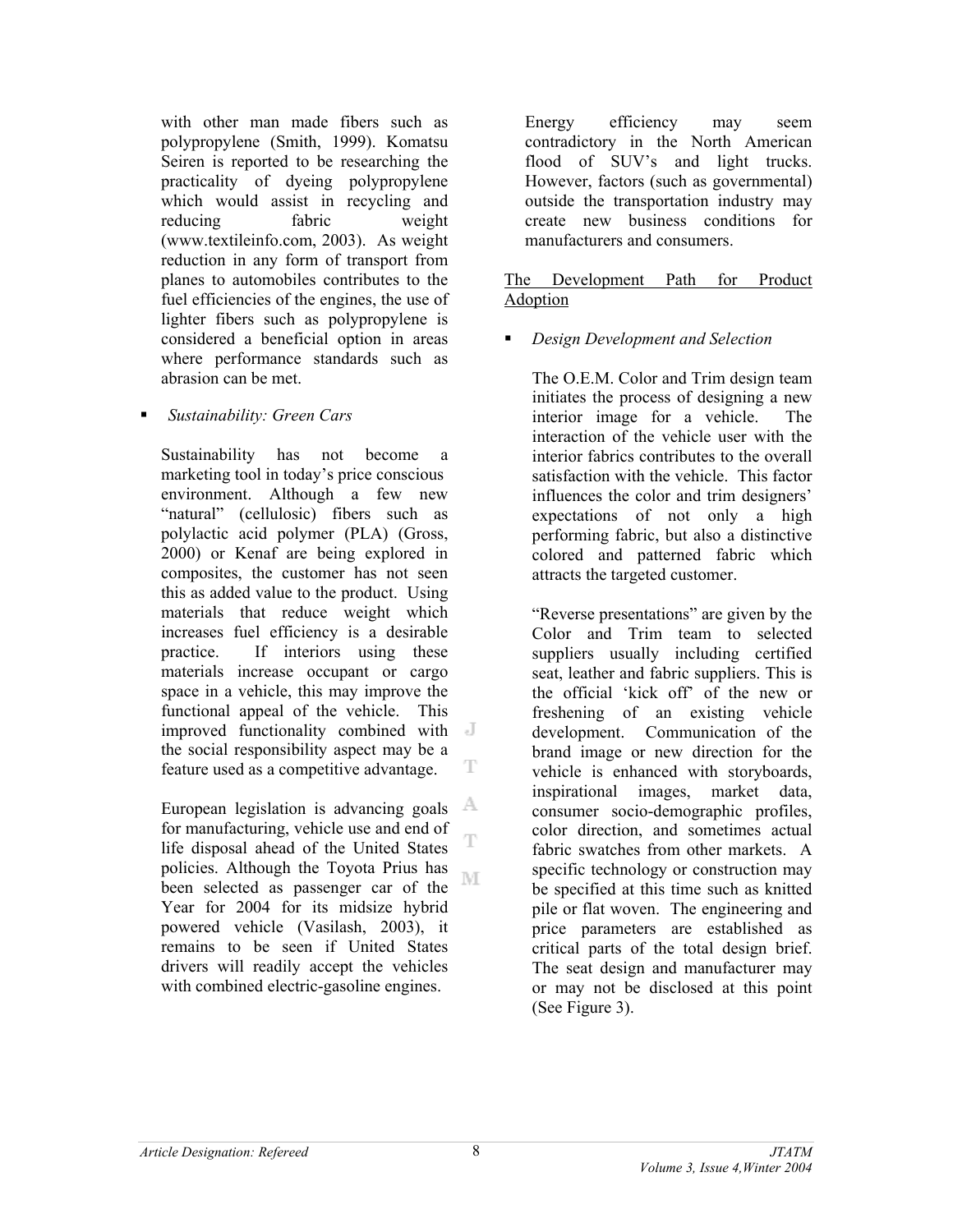with other man made fibers such as polypropylene (Smith, 1999). Komatsu Seiren is reported to be researching the practicality of dyeing polypropylene which would assist in recycling and reducing fabric weight (www.textileinfo.com, 2003). As weight reduction in any form of transport from planes to automobiles contributes to the fuel efficiencies of the engines, the use of lighter fibers such as polypropylene is considered a beneficial option in areas where performance standards such as abrasion can be met.

- *Sustainability: Green Cars*

  Sustainability has not become a marketing tool in today's price conscious environment. Although a few new "natural" (cellulosic) fibers such as polylactic acid polymer (PLA) (Gross, 2000) or Kenaf are being explored in composites, the customer has not seen this as added value to the product. Using materials that reduce weight which increases fuel efficiency is a desirable practice. If interiors using these materials increase occupant or cargo space in a vehicle, this may improve the functional appeal of the vehicle. This improved functionality combined with the social responsibility aspect may be a feature used as a competitive advantage.

  European legislation is advancing goals for manufacturing, vehicle use and end of life disposal ahead of the United States policies. Although the Toyota Prius has been selected as passenger car of the Year for 2004 for its midsize hybrid powered vehicle (Vasilash, 2003), it remains to be seen if United States drivers will readily accept the vehicles with combined electric-gasoline engines.

  Energy efficiency may seem contradictory in the North American flood of SUV's and light trucks. However, factors (such as governmental) outside the transportation industry may create new business conditions for manufacturers and consumers.

<u>The Development Path for Product Adoption</u>

- *Design Development and Selection*

  The O.E.M. Color and Trim design team initiates the process of designing a new interior image for a vehicle. The interaction of the vehicle user with the interior fabrics contributes to the overall satisfaction with the vehicle. This factor influences the color and trim designers' expectations of not only a high performing fabric, but also a distinctive colored and patterned fabric which attracts the targeted customer.

  "Reverse presentations" are given by the Color and Trim team to selected suppliers usually including certified seat, leather and fabric suppliers. This is the official 'kick off' of the new or freshening of an existing vehicle development. Communication of the brand image or new direction for the vehicle is enhanced with storyboards, inspirational images, market data, consumer socio-demographic profiles, color direction, and sometimes actual fabric swatches from other markets. A specific technology or construction may be specified at this time such as knitted pile or flat woven. The engineering and price parameters are established as critical parts of the total design brief. The seat design and manufacturer may or may not be disclosed at this point (See Figure 3).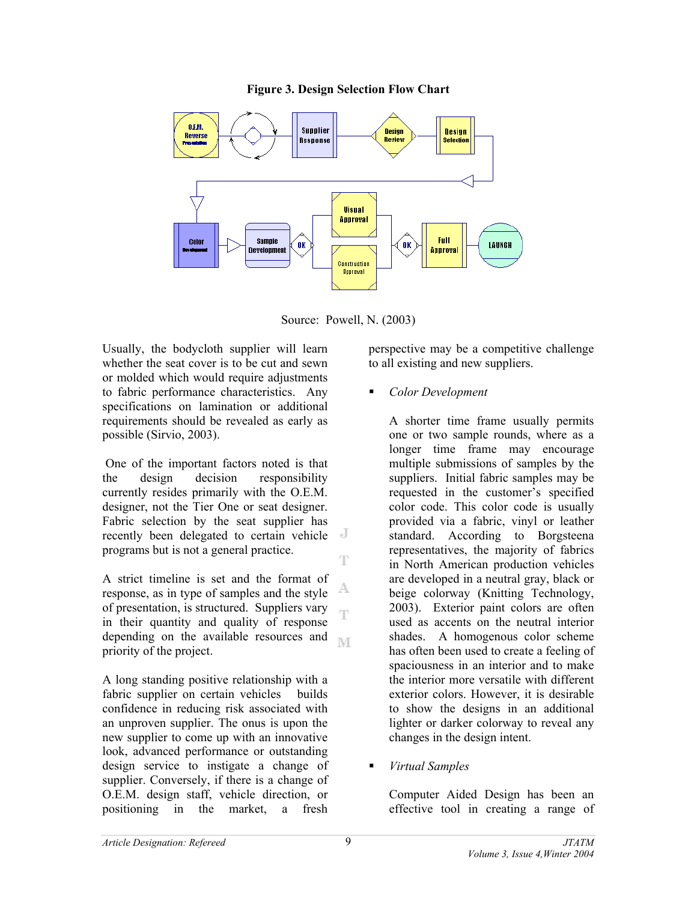**Figure 3. Design Selection Flow Chart**

Source: Powell, N. (2003)

Usually, the bodycloth supplier will learn whether the seat cover is to be cut and sewn or molded which would require adjustments to fabric performance characteristics. Any specifications on lamination or additional requirements should be revealed as early as possible (Sirvio, 2003).

One of the important factors noted is that the design decision responsibility currently resides primarily with the O.E.M. designer, not the Tier One or seat designer. Fabric selection by the seat supplier has recently been delegated to certain vehicle programs but is not a general practice.

A strict timeline is set and the format of response, as in type of samples and the style of presentation, is structured. Suppliers vary in their quantity and quality of response depending on the available resources and priority of the project.

A long standing positive relationship with a fabric supplier on certain vehicles builds confidence in reducing risk associated with an unproven supplier. The onus is upon the new supplier to come up with an innovative look, advanced performance or outstanding design service to instigate a change of supplier. Conversely, if there is a change of O.E.M. design staff, vehicle direction, or positioning in the market, a fresh perspective may be a competitive challenge to all existing and new suppliers.

- *Color Development*

  A shorter time frame usually permits one or two sample rounds, where as a longer time frame may encourage multiple submissions of samples by the suppliers. Initial fabric samples may be requested in the customer's specified color code. This color code is usually provided via a fabric, vinyl or leather standard. According to Borgsteena representatives, the majority of fabrics in North American production vehicles are developed in a neutral gray, black or beige colorway (Knitting Technology, 2003). Exterior paint colors are often used as accents on the neutral interior shades. A homogenous color scheme has often been used to create a feeling of spaciousness in an interior and to make the interior more versatile with different exterior colors. However, it is desirable to show the designs in an additional lighter or darker colorway to reveal any changes in the design intent.

- *Virtual Samples*

  Computer Aided Design has been an effective tool in creating a range of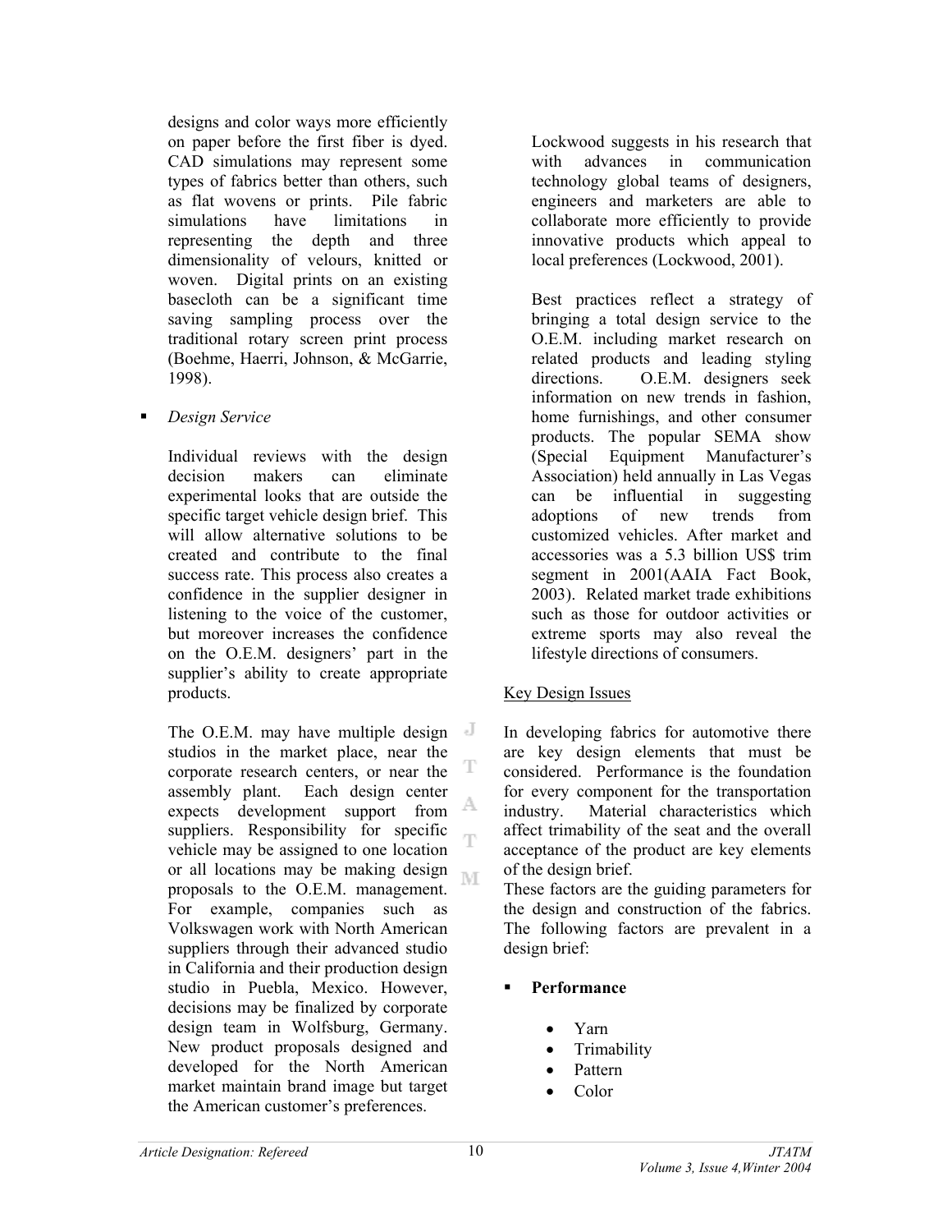designs and color ways more efficiently on paper before the first fiber is dyed. CAD simulations may represent some types of fabrics better than others, such as flat wovens or prints. Pile fabric simulations have limitations in representing the depth and three dimensionality of velours, knitted or woven. Digital prints on an existing basecloth can be a significant time saving sampling process over the traditional rotary screen print process (Boehme, Haerri, Johnson, & McGarrie, 1998).

- *Design Service*

  Individual reviews with the design decision makers can eliminate experimental looks that are outside the specific target vehicle design brief. This will allow alternative solutions to be created and contribute to the final success rate. This process also creates a confidence in the supplier designer in listening to the voice of the customer, but moreover increases the confidence on the O.E.M. designers' part in the supplier's ability to create appropriate products.

  The O.E.M. may have multiple design studios in the market place, near the corporate research centers, or near the assembly plant. Each design center expects development support from suppliers. Responsibility for specific vehicle may be assigned to one location or all locations may be making design proposals to the O.E.M. management. For example, companies such as Volkswagen work with North American suppliers through their advanced studio in California and their production design studio in Puebla, Mexico. However, decisions may be finalized by corporate design team in Wolfsburg, Germany. New product proposals designed and developed for the North American market maintain brand image but target the American customer's preferences.

  Lockwood suggests in his research that with advances in communication technology global teams of designers, engineers and marketers are able to collaborate more efficiently to provide innovative products which appeal to local preferences (Lockwood, 2001).

  Best practices reflect a strategy of bringing a total design service to the O.E.M. including market research on related products and leading styling directions. O.E.M. designers seek information on new trends in fashion, home furnishings, and other consumer products. The popular SEMA show (Special Equipment Manufacturer's Association) held annually in Las Vegas can be influential in suggesting adoptions of new trends from customized vehicles. After market and accessories was a 5.3 billion US$ trim segment in 2001(AAIA Fact Book, 2003). Related market trade exhibitions such as those for outdoor activities or extreme sports may also reveal the lifestyle directions of consumers.

<u>Key Design Issues</u>

In developing fabrics for automotive there are key design elements that must be considered. Performance is the foundation for every component for the transportation industry. Material characteristics which affect trimability of the seat and the overall acceptance of the product are key elements of the design brief.
These factors are the guiding parameters for the design and construction of the fabrics. The following factors are prevalent in a design brief:

- **Performance**
  - Yarn
  - Trimability
  - Pattern
  - Color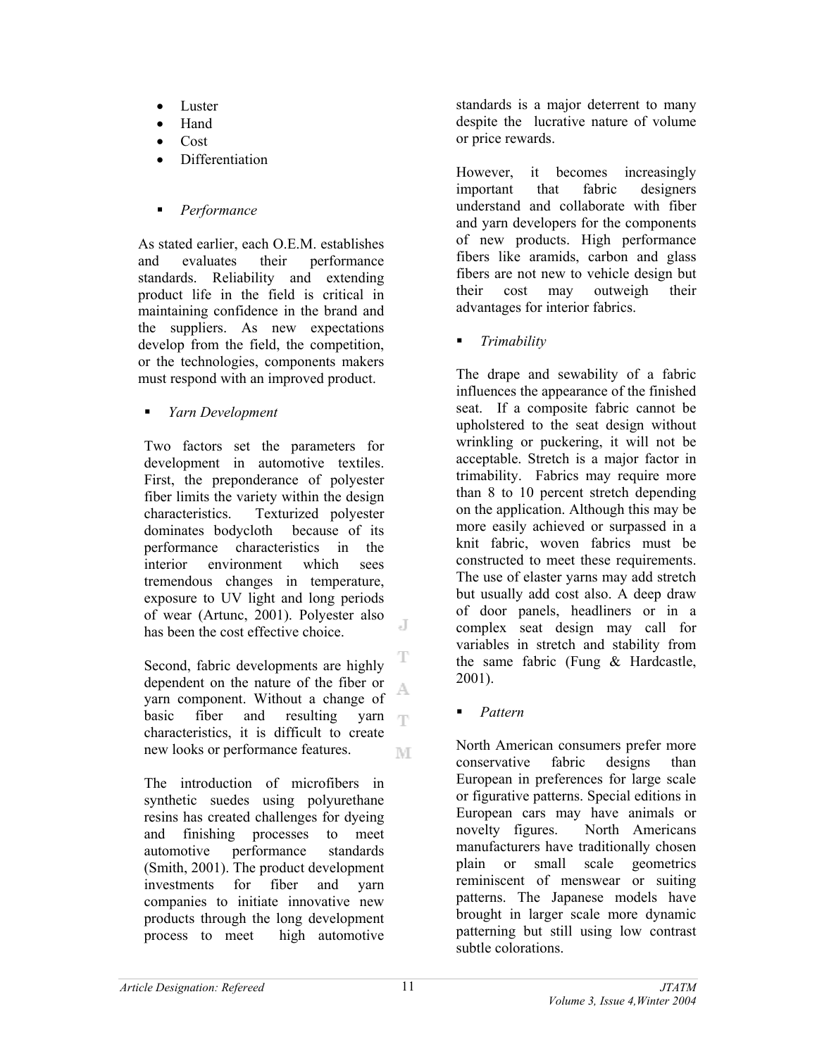- Luster
- Hand
- Cost
- Differentiation

- *Performance*

As stated earlier, each O.E.M. establishes and evaluates their performance standards. Reliability and extending product life in the field is critical in maintaining confidence in the brand and the suppliers. As new expectations develop from the field, the competition, or the technologies, components makers must respond with an improved product.

- *Yarn Development*

Two factors set the parameters for development in automotive textiles. First, the preponderance of polyester fiber limits the variety within the design characteristics. Texturized polyester dominates bodycloth because of its performance characteristics in the interior environment which sees tremendous changes in temperature, exposure to UV light and long periods of wear (Artunc, 2001). Polyester also has been the cost effective choice.

Second, fabric developments are highly dependent on the nature of the fiber or yarn component. Without a change of basic fiber and resulting yarn characteristics, it is difficult to create new looks or performance features.

The introduction of microfibers in synthetic suedes using polyurethane resins has created challenges for dyeing and finishing processes to meet automotive performance standards (Smith, 2001). The product development investments for fiber and yarn companies to initiate innovative new products through the long development process to meet high automotive standards is a major deterrent to many despite the lucrative nature of volume or price rewards.

However, it becomes increasingly important that fabric designers understand and collaborate with fiber and yarn developers for the components of new products. High performance fibers like aramids, carbon and glass fibers are not new to vehicle design but their cost may outweigh their advantages for interior fabrics.

- *Trimability*

The drape and sewability of a fabric influences the appearance of the finished seat. If a composite fabric cannot be upholstered to the seat design without wrinkling or puckering, it will not be acceptable. Stretch is a major factor in trimability. Fabrics may require more than 8 to 10 percent stretch depending on the application. Although this may be more easily achieved or surpassed in a knit fabric, woven fabrics must be constructed to meet these requirements. The use of elaster yarns may add stretch but usually add cost also. A deep draw of door panels, headliners or in a complex seat design may call for variables in stretch and stability from the same fabric (Fung & Hardcastle, 2001).

- *Pattern*

North American consumers prefer more conservative fabric designs than European in preferences for large scale or figurative patterns. Special editions in European cars may have animals or novelty figures. North Americans manufacturers have traditionally chosen plain or small scale geometrics reminiscent of menswear or suiting patterns. The Japanese models have brought in larger scale more dynamic patterning but still using low contrast subtle colorations.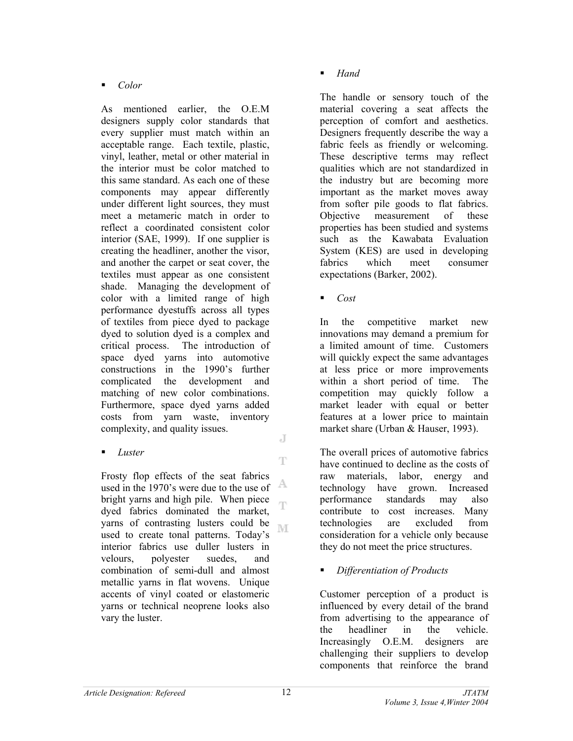- *Color*

As mentioned earlier, the O.E.M designers supply color standards that every supplier must match within an acceptable range. Each textile, plastic, vinyl, leather, metal or other material in the interior must be color matched to this same standard. As each one of these components may appear differently under different light sources, they must meet a metameric match in order to reflect a coordinated consistent color interior (SAE, 1999). If one supplier is creating the headliner, another the visor, and another the carpet or seat cover, the textiles must appear as one consistent shade. Managing the development of color with a limited range of high performance dyestuffs across all types of textiles from piece dyed to package dyed to solution dyed is a complex and critical process. The introduction of space dyed yarns into automotive constructions in the 1990's further complicated the development and matching of new color combinations. Furthermore, space dyed yarns added costs from yarn waste, inventory complexity, and quality issues.

- *Luster*

Frosty flop effects of the seat fabrics used in the 1970's were due to the use of bright yarns and high pile. When piece dyed fabrics dominated the market, yarns of contrasting lusters could be used to create tonal patterns. Today's interior fabrics use duller lusters in velours, polyester suedes, and combination of semi-dull and almost metallic yarns in flat wovens. Unique accents of vinyl coated or elastomeric yarns or technical neoprene looks also vary the luster.

- *Hand*

The handle or sensory touch of the material covering a seat affects the perception of comfort and aesthetics. Designers frequently describe the way a fabric feels as friendly or welcoming. These descriptive terms may reflect qualities which are not standardized in the industry but are becoming more important as the market moves away from softer pile goods to flat fabrics. Objective measurement of these properties has been studied and systems such as the Kawabata Evaluation System (KES) are used in developing fabrics which meet consumer expectations (Barker, 2002).

- *Cost*

In the competitive market new innovations may demand a premium for a limited amount of time. Customers will quickly expect the same advantages at less price or more improvements within a short period of time. The competition may quickly follow a market leader with equal or better features at a lower price to maintain market share (Urban & Hauser, 1993).

The overall prices of automotive fabrics have continued to decline as the costs of raw materials, labor, energy and technology have grown. Increased performance standards may also contribute to cost increases. Many technologies are excluded from consideration for a vehicle only because they do not meet the price structures.

- *Differentiation of Products*

Customer perception of a product is influenced by every detail of the brand from advertising to the appearance of the headliner in the vehicle. Increasingly O.E.M. designers are challenging their suppliers to develop components that reinforce the brand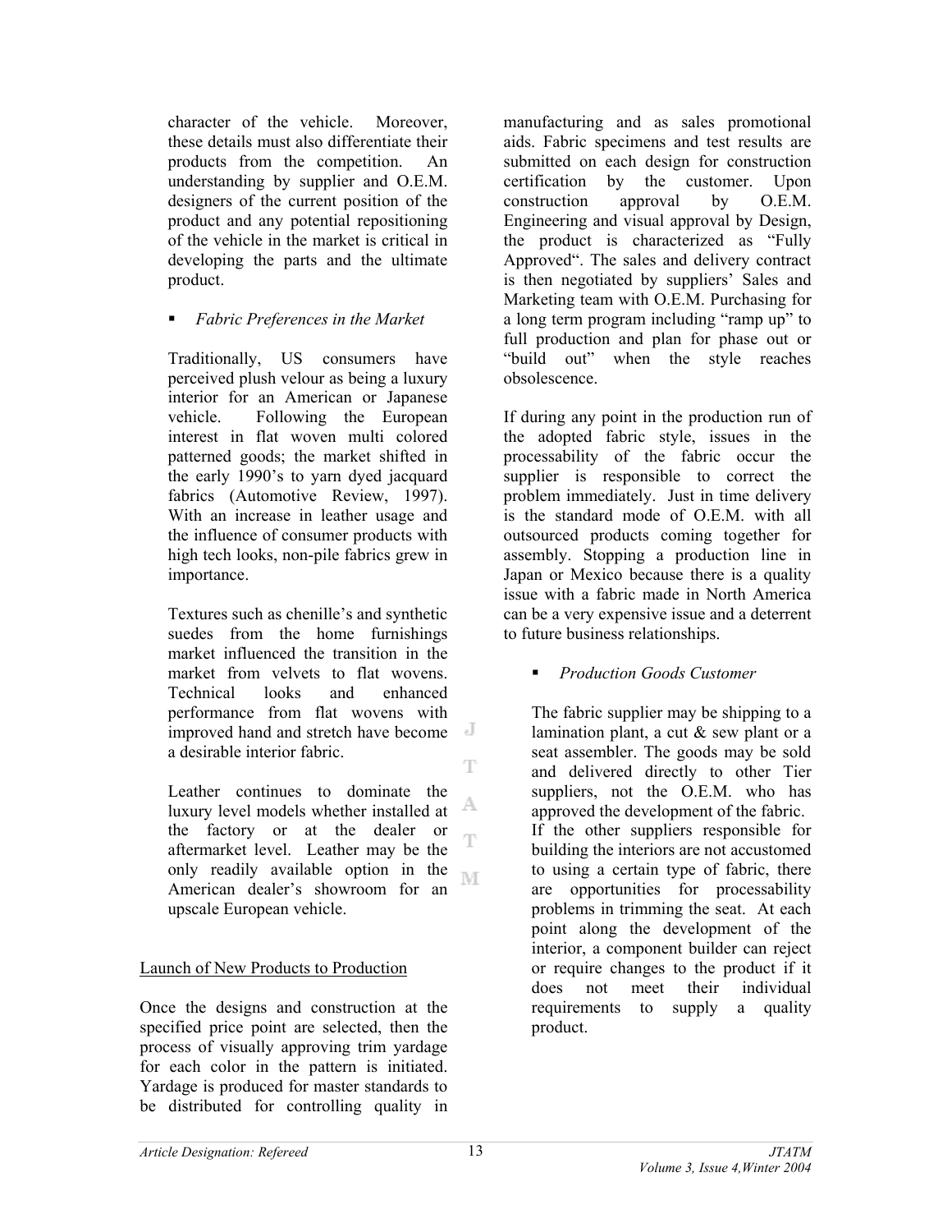character of the vehicle. Moreover, these details must also differentiate their products from the competition. An understanding by supplier and O.E.M. designers of the current position of the product and any potential repositioning of the vehicle in the market is critical in developing the parts and the ultimate product.

- *Fabric Preferences in the Market*

Traditionally, US consumers have perceived plush velour as being a luxury interior for an American or Japanese vehicle. Following the European interest in flat woven multi colored patterned goods; the market shifted in the early 1990's to yarn dyed jacquard fabrics (Automotive Review, 1997). With an increase in leather usage and the influence of consumer products with high tech looks, non-pile fabrics grew in importance.

Textures such as chenille's and synthetic suedes from the home furnishings market influenced the transition in the market from velvets to flat wovens. Technical looks and enhanced performance from flat wovens with improved hand and stretch have become a desirable interior fabric.

Leather continues to dominate the luxury level models whether installed at the factory or at the dealer or aftermarket level. Leather may be the only readily available option in the American dealer's showroom for an upscale European vehicle.

## Launch of New Products to Production

Once the designs and construction at the specified price point are selected, then the process of visually approving trim yardage for each color in the pattern is initiated. Yardage is produced for master standards to be distributed for controlling quality in manufacturing and as sales promotional aids. Fabric specimens and test results are submitted on each design for construction certification by the customer. Upon construction approval by O.E.M. Engineering and visual approval by Design, the product is characterized as "Fully Approved". The sales and delivery contract is then negotiated by suppliers' Sales and Marketing team with O.E.M. Purchasing for a long term program including "ramp up" to full production and plan for phase out or "build out" when the style reaches obsolescence.

If during any point in the production run of the adopted fabric style, issues in the processability of the fabric occur the supplier is responsible to correct the problem immediately. Just in time delivery is the standard mode of O.E.M. with all outsourced products coming together for assembly. Stopping a production line in Japan or Mexico because there is a quality issue with a fabric made in North America can be a very expensive issue and a deterrent to future business relationships.

- *Production Goods Customer*

The fabric supplier may be shipping to a lamination plant, a cut & sew plant or a seat assembler. The goods may be sold and delivered directly to other Tier suppliers, not the O.E.M. who has approved the development of the fabric. If the other suppliers responsible for building the interiors are not accustomed to using a certain type of fabric, there are opportunities for processability problems in trimming the seat. At each point along the development of the interior, a component builder can reject or require changes to the product if it does not meet their individual requirements to supply a quality product.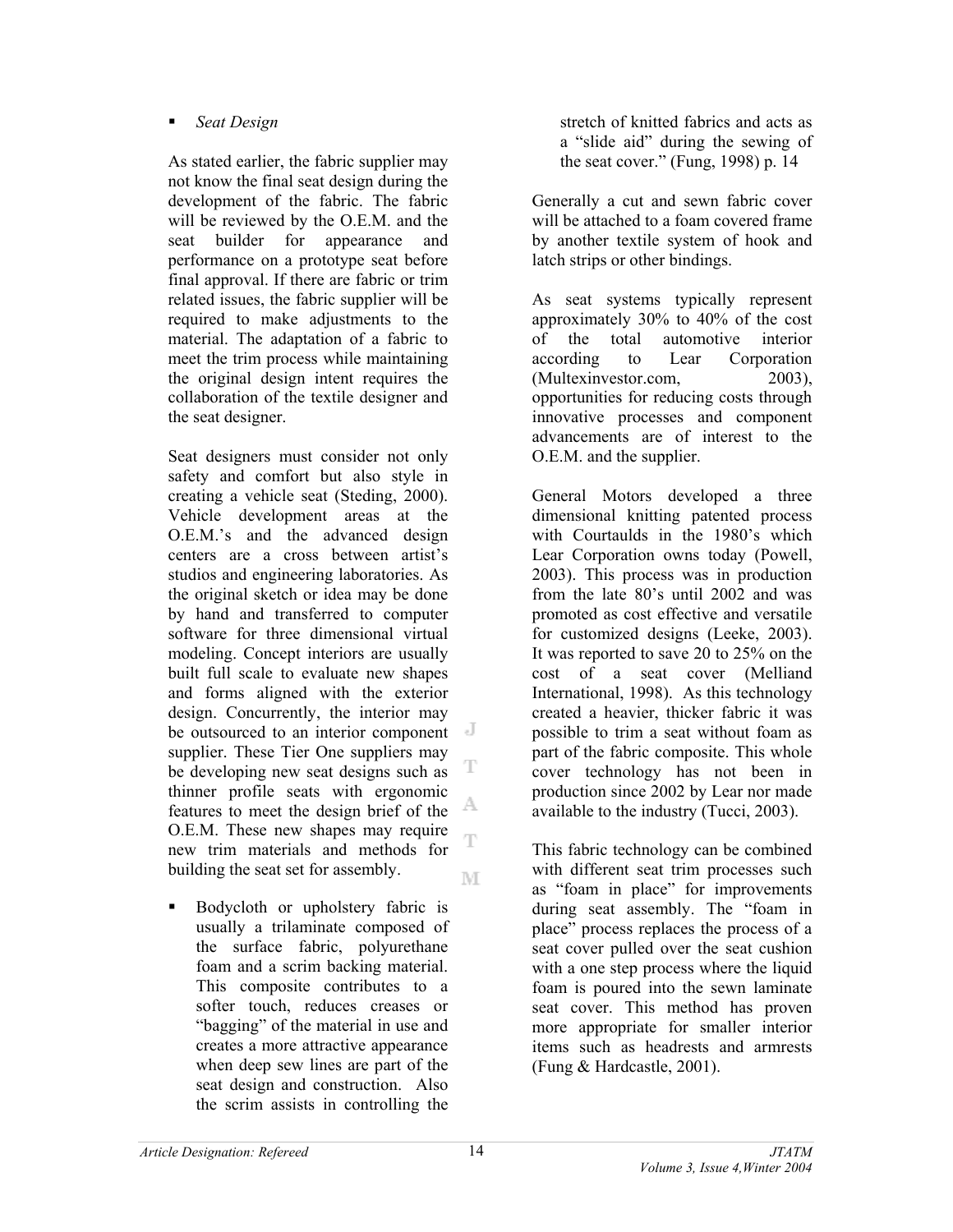- *Seat Design*

As stated earlier, the fabric supplier may not know the final seat design during the development of the fabric. The fabric will be reviewed by the O.E.M. and the seat builder for appearance and performance on a prototype seat before final approval. If there are fabric or trim related issues, the fabric supplier will be required to make adjustments to the material. The adaptation of a fabric to meet the trim process while maintaining the original design intent requires the collaboration of the textile designer and the seat designer.

Seat designers must consider not only safety and comfort but also style in creating a vehicle seat (Steding, 2000). Vehicle development areas at the O.E.M.'s and the advanced design centers are a cross between artist's studios and engineering laboratories. As the original sketch or idea may be done by hand and transferred to computer software for three dimensional virtual modeling. Concept interiors are usually built full scale to evaluate new shapes and forms aligned with the exterior design. Concurrently, the interior may be outsourced to an interior component supplier. These Tier One suppliers may be developing new seat designs such as thinner profile seats with ergonomic features to meet the design brief of the O.E.M. These new shapes may require new trim materials and methods for building the seat set for assembly.

- Bodycloth or upholstery fabric is usually a trilaminate composed of the surface fabric, polyurethane foam and a scrim backing material. This composite contributes to a softer touch, reduces creases or "bagging" of the material in use and creates a more attractive appearance when deep sew lines are part of the seat design and construction. Also the scrim assists in controlling the stretch of knitted fabrics and acts as a "slide aid" during the sewing of the seat cover." (Fung, 1998) p. 14

Generally a cut and sewn fabric cover will be attached to a foam covered frame by another textile system of hook and latch strips or other bindings.

As seat systems typically represent approximately 30% to 40% of the cost of the total automotive interior according to Lear Corporation (Multexinvestor.com, 2003), opportunities for reducing costs through innovative processes and component advancements are of interest to the O.E.M. and the supplier.

General Motors developed a three dimensional knitting patented process with Courtaulds in the 1980's which Lear Corporation owns today (Powell, 2003). This process was in production from the late 80's until 2002 and was promoted as cost effective and versatile for customized designs (Leeke, 2003). It was reported to save 20 to 25% on the cost of a seat cover (Melliand International, 1998). As this technology created a heavier, thicker fabric it was possible to trim a seat without foam as part of the fabric composite. This whole cover technology has not been in production since 2002 by Lear nor made available to the industry (Tucci, 2003).

This fabric technology can be combined with different seat trim processes such as "foam in place" for improvements during seat assembly. The "foam in place" process replaces the process of a seat cover pulled over the seat cushion with a one step process where the liquid foam is poured into the sewn laminate seat cover. This method has proven more appropriate for smaller interior items such as headrests and armrests (Fung & Hardcastle, 2001).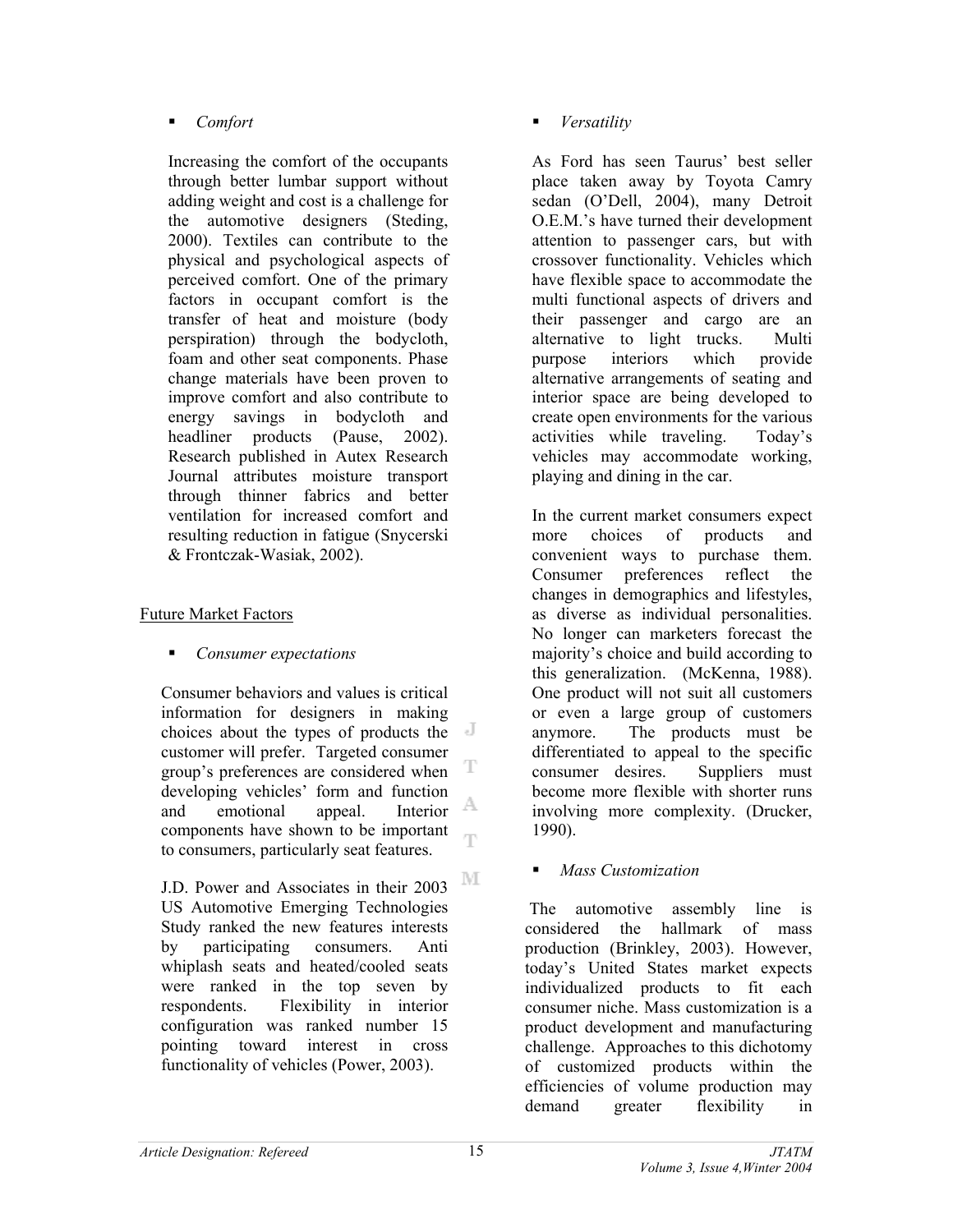- *Comfort*

Increasing the comfort of the occupants through better lumbar support without adding weight and cost is a challenge for the automotive designers (Steding, 2000). Textiles can contribute to the physical and psychological aspects of perceived comfort. One of the primary factors in occupant comfort is the transfer of heat and moisture (body perspiration) through the bodycloth, foam and other seat components. Phase change materials have been proven to improve comfort and also contribute to energy savings in bodycloth and headliner products (Pause, 2002). Research published in Autex Research Journal attributes moisture transport through thinner fabrics and better ventilation for increased comfort and resulting reduction in fatigue (Snycerski & Frontczak-Wasiak, 2002).

Future Market Factors

- *Consumer expectations*

Consumer behaviors and values is critical information for designers in making choices about the types of products the customer will prefer. Targeted consumer group's preferences are considered when developing vehicles' form and function and emotional appeal. Interior components have shown to be important to consumers, particularly seat features.

J.D. Power and Associates in their 2003 US Automotive Emerging Technologies Study ranked the new features interests by participating consumers. Anti whiplash seats and heated/cooled seats were ranked in the top seven by respondents. Flexibility in interior configuration was ranked number 15 pointing toward interest in cross functionality of vehicles (Power, 2003).

- *Versatility*

As Ford has seen Taurus' best seller place taken away by Toyota Camry sedan (O'Dell, 2004), many Detroit O.E.M.'s have turned their development attention to passenger cars, but with crossover functionality. Vehicles which have flexible space to accommodate the multi functional aspects of drivers and their passenger and cargo are an alternative to light trucks. Multi purpose interiors which provide alternative arrangements of seating and interior space are being developed to create open environments for the various activities while traveling. Today's vehicles may accommodate working, playing and dining in the car.

In the current market consumers expect more choices of products and convenient ways to purchase them. Consumer preferences reflect the changes in demographics and lifestyles, as diverse as individual personalities. No longer can marketers forecast the majority's choice and build according to this generalization. (McKenna, 1988). One product will not suit all customers or even a large group of customers anymore. The products must be differentiated to appeal to the specific consumer desires. Suppliers must become more flexible with shorter runs involving more complexity. (Drucker, 1990).

- *Mass Customization*

The automotive assembly line is considered the hallmark of mass production (Brinkley, 2003). However, today's United States market expects individualized products to fit each consumer niche. Mass customization is a product development and manufacturing challenge. Approaches to this dichotomy of customized products within the efficiencies of volume production may demand greater flexibility in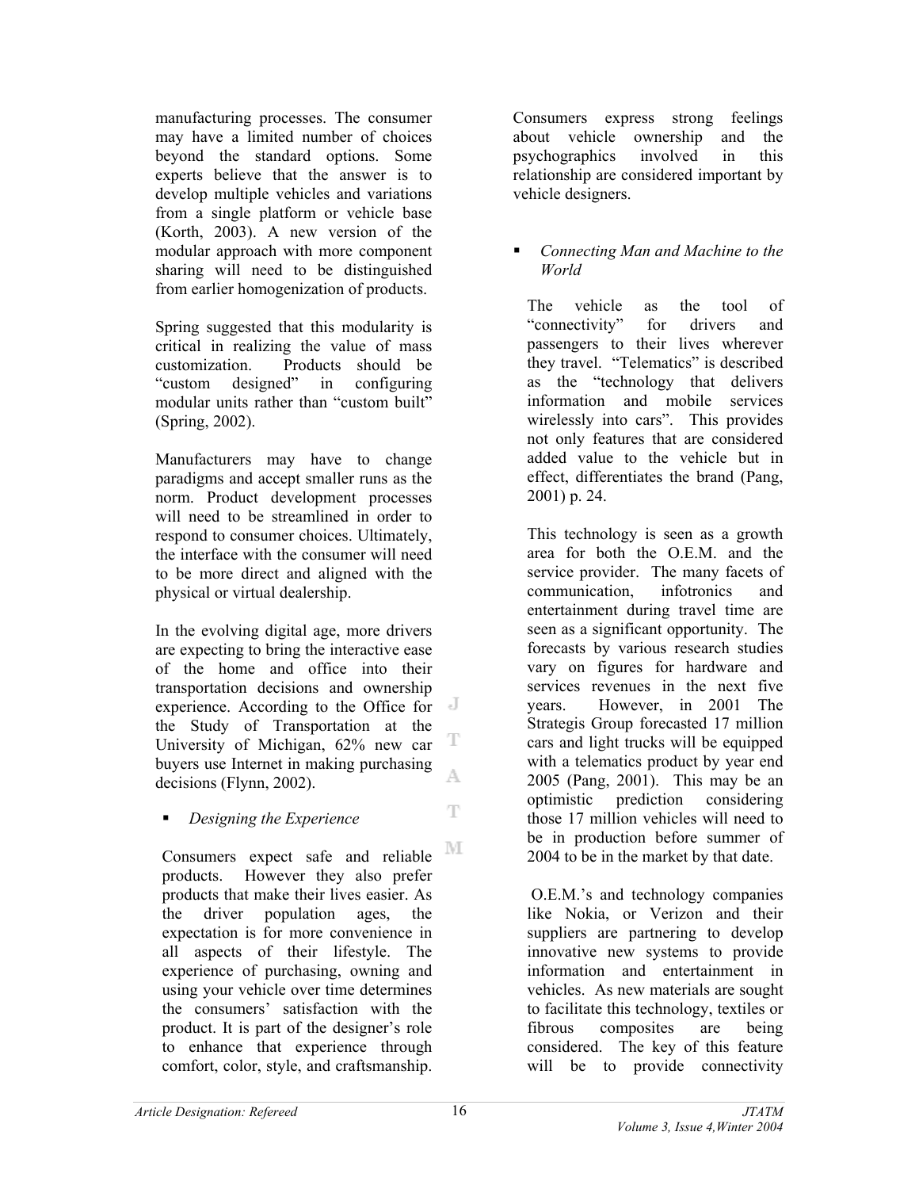manufacturing processes. The consumer may have a limited number of choices beyond the standard options. Some experts believe that the answer is to develop multiple vehicles and variations from a single platform or vehicle base (Korth, 2003). A new version of the modular approach with more component sharing will need to be distinguished from earlier homogenization of products.

Spring suggested that this modularity is critical in realizing the value of mass customization. Products should be "custom designed" in configuring modular units rather than "custom built" (Spring, 2002).

Manufacturers may have to change paradigms and accept smaller runs as the norm. Product development processes will need to be streamlined in order to respond to consumer choices. Ultimately, the interface with the consumer will need to be more direct and aligned with the physical or virtual dealership.

In the evolving digital age, more drivers are expecting to bring the interactive ease of the home and office into their transportation decisions and ownership experience. According to the Office for the Study of Transportation at the University of Michigan, 62% new car buyers use Internet in making purchasing decisions (Flynn, 2002).

- *Designing the Experience*

Consumers expect safe and reliable products. However they also prefer products that make their lives easier. As the driver population ages, the expectation is for more convenience in all aspects of their lifestyle. The experience of purchasing, owning and using your vehicle over time determines the consumers' satisfaction with the product. It is part of the designer's role to enhance that experience through comfort, color, style, and craftsmanship. Consumers express strong feelings about vehicle ownership and the psychographics involved in this relationship are considered important by vehicle designers.

- *Connecting Man and Machine to the World*

The vehicle as the tool of "connectivity" for drivers and passengers to their lives wherever they travel. "Telematics" is described as the "technology that delivers information and mobile services wirelessly into cars". This provides not only features that are considered added value to the vehicle but in effect, differentiates the brand (Pang, 2001) p. 24.

This technology is seen as a growth area for both the O.E.M. and the service provider. The many facets of communication, infotronics and entertainment during travel time are seen as a significant opportunity. The forecasts by various research studies vary on figures for hardware and services revenues in the next five years. However, in 2001 The Strategis Group forecasted 17 million cars and light trucks will be equipped with a telematics product by year end 2005 (Pang, 2001). This may be an optimistic prediction considering those 17 million vehicles will need to be in production before summer of 2004 to be in the market by that date.

O.E.M.'s and technology companies like Nokia, or Verizon and their suppliers are partnering to develop innovative new systems to provide information and entertainment in vehicles. As new materials are sought to facilitate this technology, textiles or fibrous composites are being considered. The key of this feature will be to provide connectivity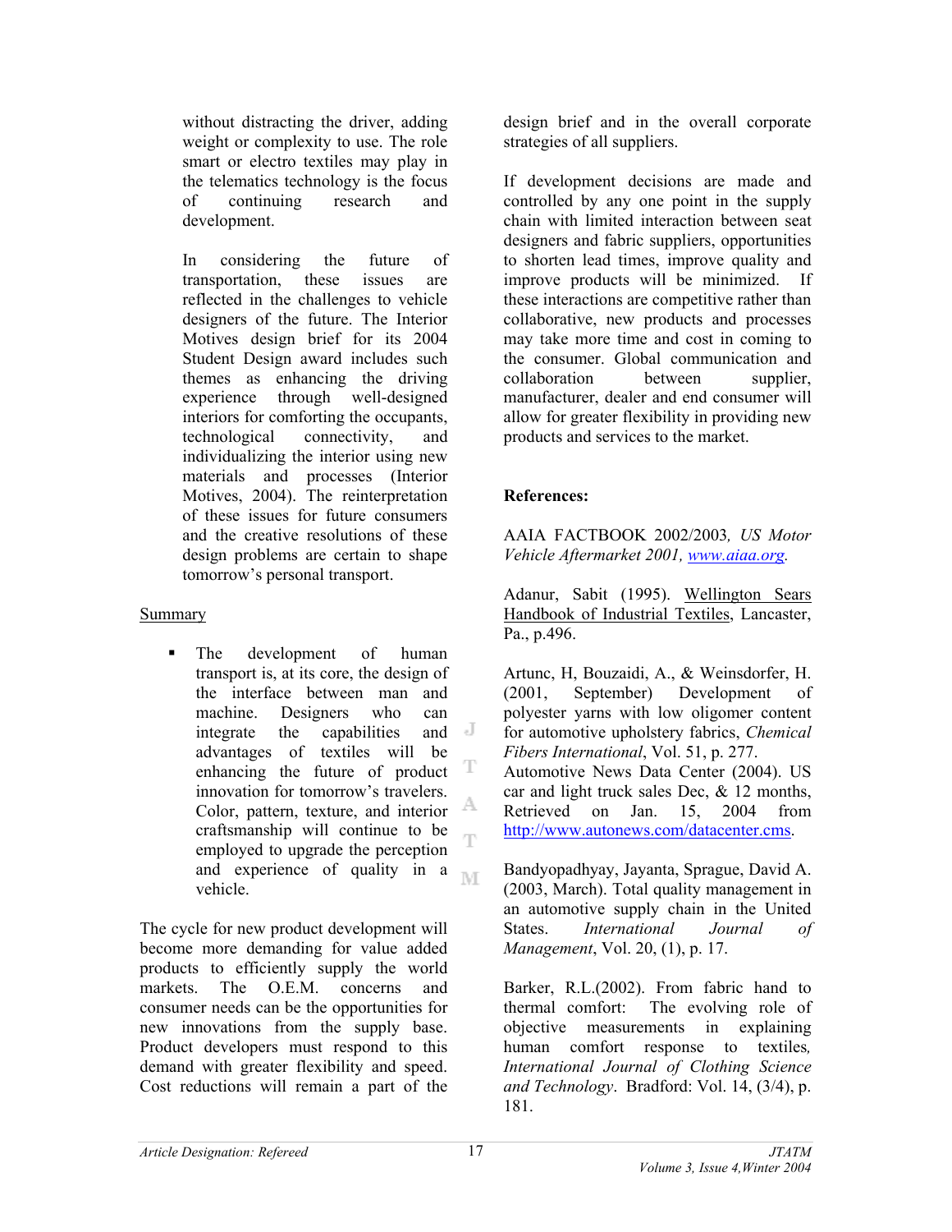without distracting the driver, adding weight or complexity to use. The role smart or electro textiles may play in the telematics technology is the focus of continuing research and development.

In considering the future of transportation, these issues are reflected in the challenges to vehicle designers of the future. The Interior Motives design brief for its 2004 Student Design award includes such themes as enhancing the driving experience through well-designed interiors for comforting the occupants, technological connectivity, and individualizing the interior using new materials and processes (Interior Motives, 2004). The reinterpretation of these issues for future consumers and the creative resolutions of these design problems are certain to shape tomorrow's personal transport.

## Summary

- The development of human transport is, at its core, the design of the interface between man and machine. Designers who can integrate the capabilities and advantages of textiles will be enhancing the future of product innovation for tomorrow's travelers. Color, pattern, texture, and interior craftsmanship will continue to be employed to upgrade the perception and experience of quality in a vehicle.

The cycle for new product development will become more demanding for value added products to efficiently supply the world markets. The O.E.M. concerns and consumer needs can be the opportunities for new innovations from the supply base. Product developers must respond to this demand with greater flexibility and speed. Cost reductions will remain a part of the design brief and in the overall corporate strategies of all suppliers.

If development decisions are made and controlled by any one point in the supply chain with limited interaction between seat designers and fabric suppliers, opportunities to shorten lead times, improve quality and improve products will be minimized. If these interactions are competitive rather than collaborative, new products and processes may take more time and cost in coming to the consumer. Global communication and collaboration between supplier, manufacturer, dealer and end consumer will allow for greater flexibility in providing new products and services to the market.

**References:**

AAIA FACTBOOK 2002/2003*, US Motor Vehicle Aftermarket 2001, www.aiaa.org.*

Adanur, Sabit (1995). Wellington Sears Handbook of Industrial Textiles, Lancaster, Pa., p.496.

Artunc, H, Bouzaidi, A., & Weinsdorfer, H. (2001, September) Development of polyester yarns with low oligomer content for automotive upholstery fabrics, *Chemical Fibers International*, Vol. 51, p. 277.

Automotive News Data Center (2004). US car and light truck sales Dec, & 12 months, Retrieved on Jan. 15, 2004 from http://www.autonews.com/datacenter.cms.

Bandyopadhyay, Jayanta, Sprague, David A. (2003, March). Total quality management in an automotive supply chain in the United States. *International Journal of Management*, Vol. 20, (1), p. 17.

Barker, R.L.(2002). From fabric hand to thermal comfort: The evolving role of objective measurements in explaining human comfort response to textiles*, International Journal of Clothing Science and Technology*. Bradford: Vol. 14, (3/4), p. 181.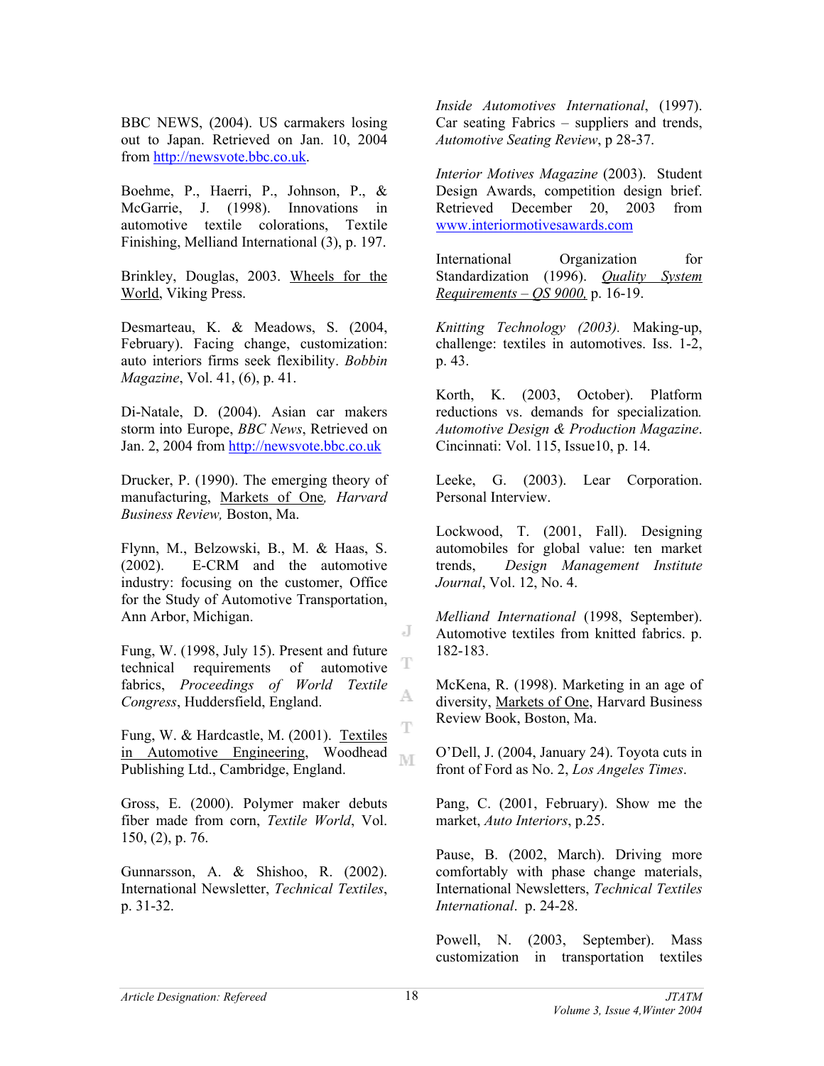BBC NEWS, (2004). US carmakers losing out to Japan. Retrieved on Jan. 10, 2004 from http://newsvote.bbc.co.uk.

Boehme, P., Haerri, P., Johnson, P., & McGarrie, J. (1998). Innovations in automotive textile colorations, Textile Finishing, Melliand International (3), p. 197.

Brinkley, Douglas, 2003. Wheels for the World, Viking Press.

Desmarteau, K. & Meadows, S. (2004, February). Facing change, customization: auto interiors firms seek flexibility. *Bobbin Magazine*, Vol. 41, (6), p. 41.

Di-Natale, D. (2004). Asian car makers storm into Europe, *BBC News*, Retrieved on Jan. 2, 2004 from http://newsvote.bbc.co.uk

Drucker, P. (1990). The emerging theory of manufacturing, Markets of One, *Harvard Business Review,* Boston, Ma.

Flynn, M., Belzowski, B., M. & Haas, S. (2002). E-CRM and the automotive industry: focusing on the customer, Office for the Study of Automotive Transportation, Ann Arbor, Michigan.

Fung, W. (1998, July 15). Present and future technical requirements of automotive fabrics, *Proceedings of World Textile Congress*, Huddersfield, England.

Fung, W. & Hardcastle, M. (2001). Textiles in Automotive Engineering, Woodhead Publishing Ltd., Cambridge, England.

Gross, E. (2000). Polymer maker debuts fiber made from corn, *Textile World*, Vol. 150, (2), p. 76.

Gunnarsson, A. & Shishoo, R. (2002). International Newsletter, *Technical Textiles*, p. 31-32.

*Inside Automotives International*, (1997). Car seating Fabrics – suppliers and trends, *Automotive Seating Review*, p 28-37.

*Interior Motives Magazine* (2003). Student Design Awards, competition design brief. Retrieved December 20, 2003 from www.interiormotivesawards.com

International Organization for Standardization (1996). *Quality System Requirements – QS 9000,* p. 16-19.

*Knitting Technology (2003).* Making-up, challenge: textiles in automotives. Iss. 1-2, p. 43.

Korth, K. (2003, October). Platform reductions vs. demands for specialization. *Automotive Design & Production Magazine*. Cincinnati: Vol. 115, Issue10, p. 14.

Leeke, G. (2003). Lear Corporation. Personal Interview.

Lockwood, T. (2001, Fall). Designing automobiles for global value: ten market trends, *Design Management Institute Journal*, Vol. 12, No. 4.

*Melliand International* (1998, September). Automotive textiles from knitted fabrics. p. 182-183.

McKena, R. (1998). Marketing in an age of diversity, Markets of One, Harvard Business Review Book, Boston, Ma.

O'Dell, J. (2004, January 24). Toyota cuts in front of Ford as No. 2, *Los Angeles Times*.

Pang, C. (2001, February). Show me the market, *Auto Interiors*, p.25.

Pause, B. (2002, March). Driving more comfortably with phase change materials, International Newsletters, *Technical Textiles International*. p. 24-28.

Powell, N. (2003, September). Mass customization in transportation textiles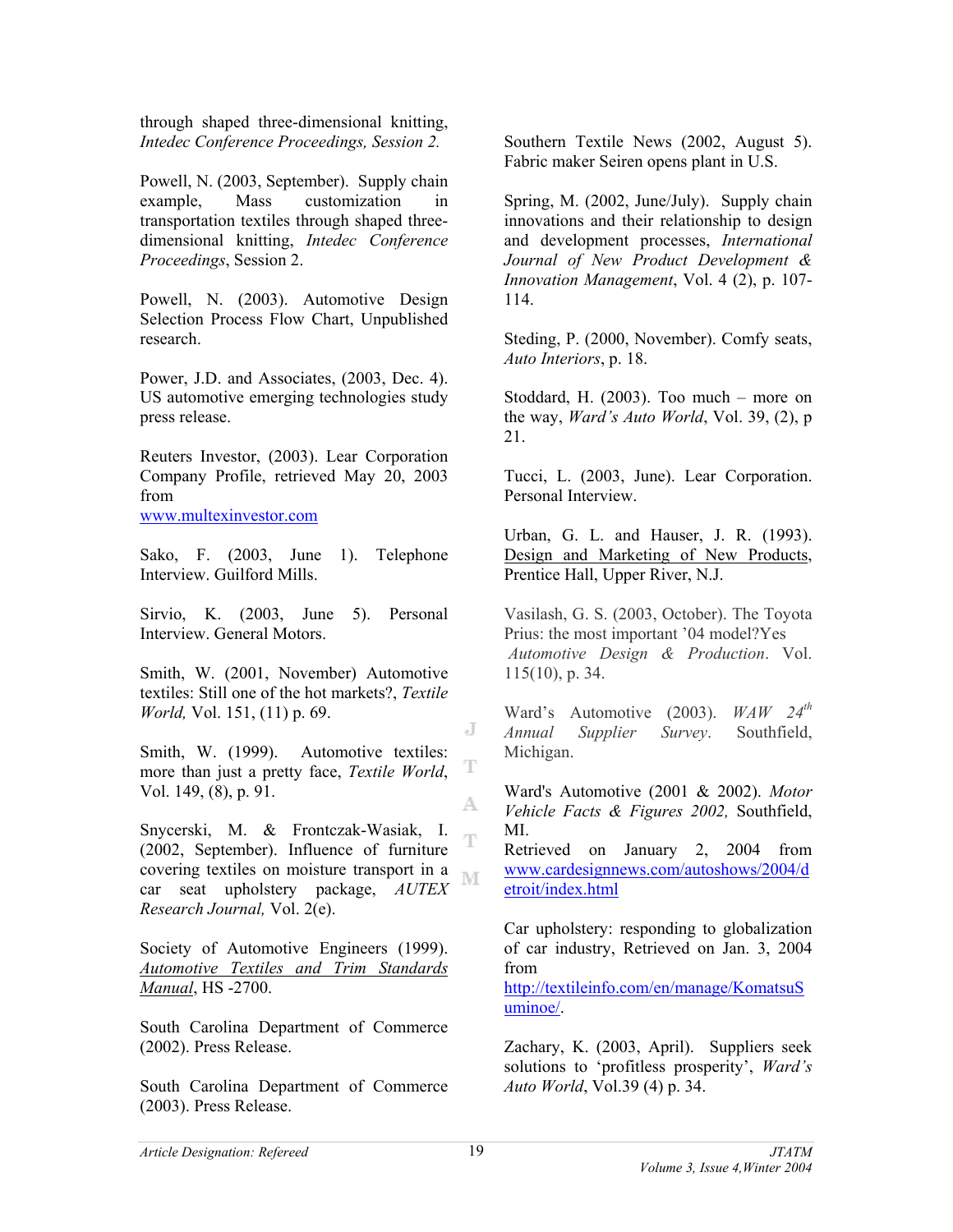through shaped three-dimensional knitting, *Intedec Conference Proceedings, Session 2.*

Powell, N. (2003, September). Supply chain example, Mass customization in transportation textiles through shaped three-dimensional knitting, *Intedec Conference Proceedings*, Session 2.

Powell, N. (2003). Automotive Design Selection Process Flow Chart, Unpublished research.

Power, J.D. and Associates, (2003, Dec. 4). US automotive emerging technologies study press release.

Reuters Investor, (2003). Lear Corporation Company Profile, retrieved May 20, 2003 from www.multexinvestor.com

Sako, F. (2003, June 1). Telephone Interview. Guilford Mills.

Sirvio, K. (2003, June 5). Personal Interview. General Motors.

Smith, W. (2001, November) Automotive textiles: Still one of the hot markets?, *Textile World,* Vol. 151, (11) p. 69.

Smith, W. (1999). Automotive textiles: more than just a pretty face, *Textile World*, Vol. 149, (8), p. 91.

Snycerski, M. & Frontczak-Wasiak, I. (2002, September). Influence of furniture covering textiles on moisture transport in a car seat upholstery package, *AUTEX Research Journal,* Vol. 2(e).

Society of Automotive Engineers (1999). Automotive Textiles and Trim Standards Manual, HS -2700.

South Carolina Department of Commerce (2002). Press Release.

South Carolina Department of Commerce (2003). Press Release.

Southern Textile News (2002, August 5). Fabric maker Seiren opens plant in U.S.

Spring, M. (2002, June/July). Supply chain innovations and their relationship to design and development processes, *International Journal of New Product Development & Innovation Management*, Vol. 4 (2), p. 107-114.

Steding, P. (2000, November). Comfy seats, *Auto Interiors*, p. 18.

Stoddard, H. (2003). Too much – more on the way, *Ward's Auto World*, Vol. 39, (2), p 21.

Tucci, L. (2003, June). Lear Corporation. Personal Interview.

Urban, G. L. and Hauser, J. R. (1993). Design and Marketing of New Products, Prentice Hall, Upper River, N.J.

Vasilash, G. S. (2003, October). The Toyota Prius: the most important '04 model?Yes *Automotive Design & Production*. Vol. 115(10), p. 34.

Ward's Automotive (2003). *WAW 24th Annual Supplier Survey*. Southfield, Michigan.

Ward's Automotive (2001 & 2002). *Motor Vehicle Facts & Figures 2002,* Southfield, MI.
Retrieved on January 2, 2004 from www.cardesignnews.com/autoshows/2004/detroit/index.html

Car upholstery: responding to globalization of car industry, Retrieved on Jan. 3, 2004 from http://textileinfo.com/en/manage/KomatsuSuminoe/.

Zachary, K. (2003, April). Suppliers seek solutions to 'profitless prosperity', *Ward's Auto World*, Vol.39 (4) p. 34.